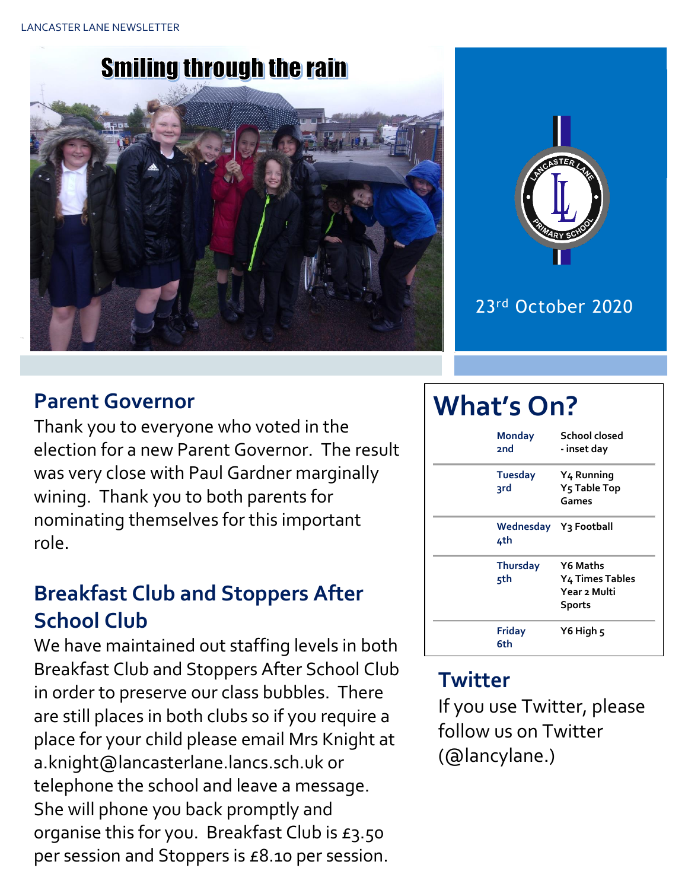LANCASTER LANE NEWSLETTER

# Smiling through the rain

23rd October 2020

## Parent Governor

Thank you to everyone who voted in the election for a new Parent Governor. The result was very close with Paul Gardner marginally wining. Thank you to both parents for nominating themselves for this important role.

## Breakfast Club and Stoppers After School Club

We have maintained out staffing levels in both Breakfast Club and Stoppers After School Club in order to preserve our class bubbles. There are still places in both clubs so if you require a place for your child please email Mrs Knight at a.knight@lancasterlane.lancs.sch.uk or telephone the school and leave a message. She will phone you back promptly and organise this for you. Breakfast Club is £3.50 per session and Stoppers is £8.10 per session.

## What's On?

| Day | Event |
| --- | --- |
| Monday 2nd | School closed - inset day |
| Tuesday 3rd | Y4 Running<br>Y5 Table Top Games |
| Wednesday 4th | Y3 Football |
| Thursday 5th | Y6 Maths<br>Y4 Times Tables<br>Year 2 Multi Sports |
| Friday 6th | Y6 High 5 |

## Twitter

If you use Twitter, please follow us on Twitter (@lancylane.)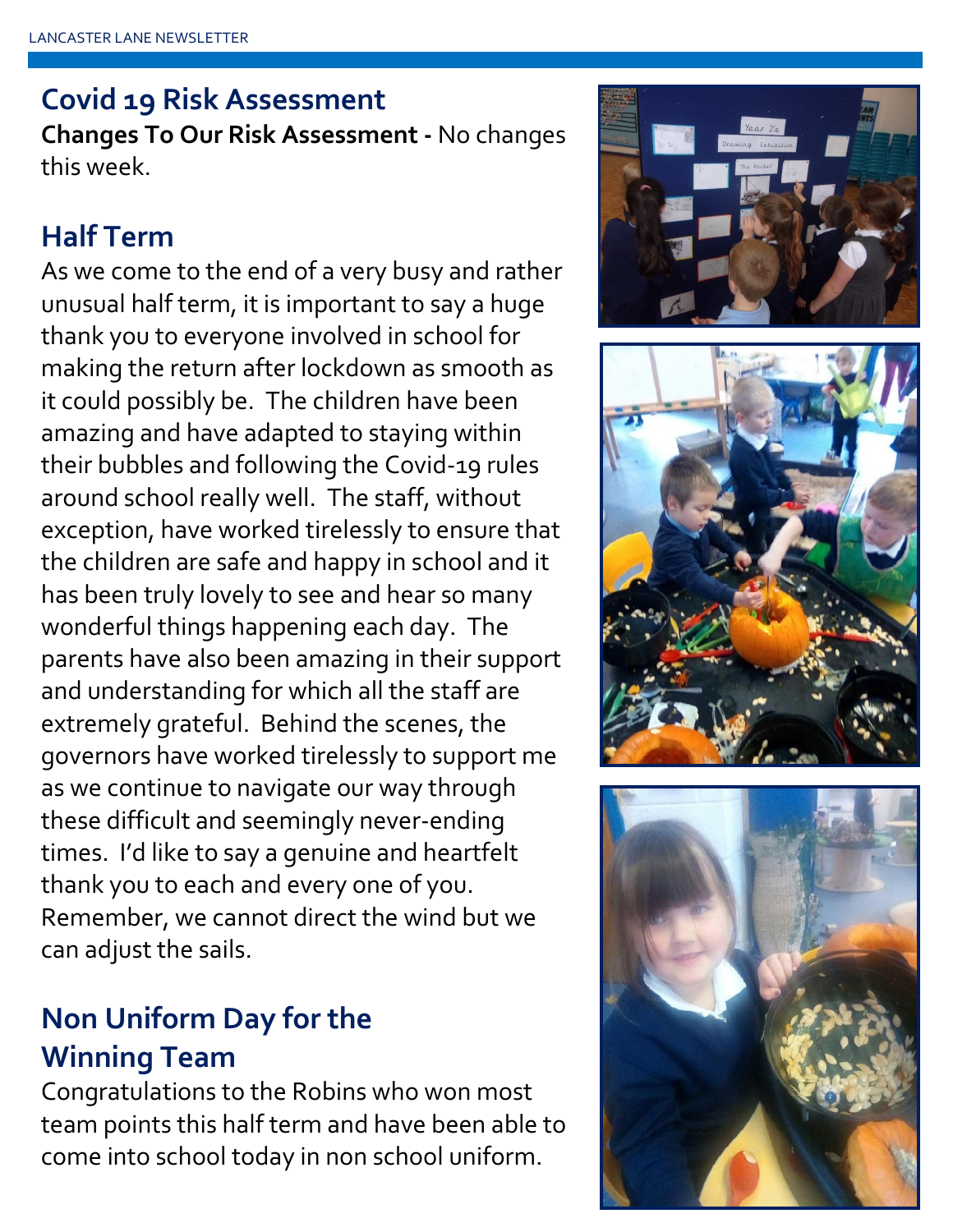## Covid 19 Risk Assessment

**Changes To Our Risk Assessment -** No changes this week.

## Half Term

As we come to the end of a very busy and rather unusual half term, it is important to say a huge thank you to everyone involved in school for making the return after lockdown as smooth as it could possibly be. The children have been amazing and have adapted to staying within their bubbles and following the Covid-19 rules around school really well. The staff, without exception, have worked tirelessly to ensure that the children are safe and happy in school and it has been truly lovely to see and hear so many wonderful things happening each day. The parents have also been amazing in their support and understanding for which all the staff are extremely grateful. Behind the scenes, the governors have worked tirelessly to support me as we continue to navigate our way through these difficult and seemingly never-ending times. I'd like to say a genuine and heartfelt thank you to each and every one of you. Remember, we cannot direct the wind but we can adjust the sails.

## Non Uniform Day for the Winning Team

Congratulations to the Robins who won most team points this half term and have been able to come into school today in non school uniform.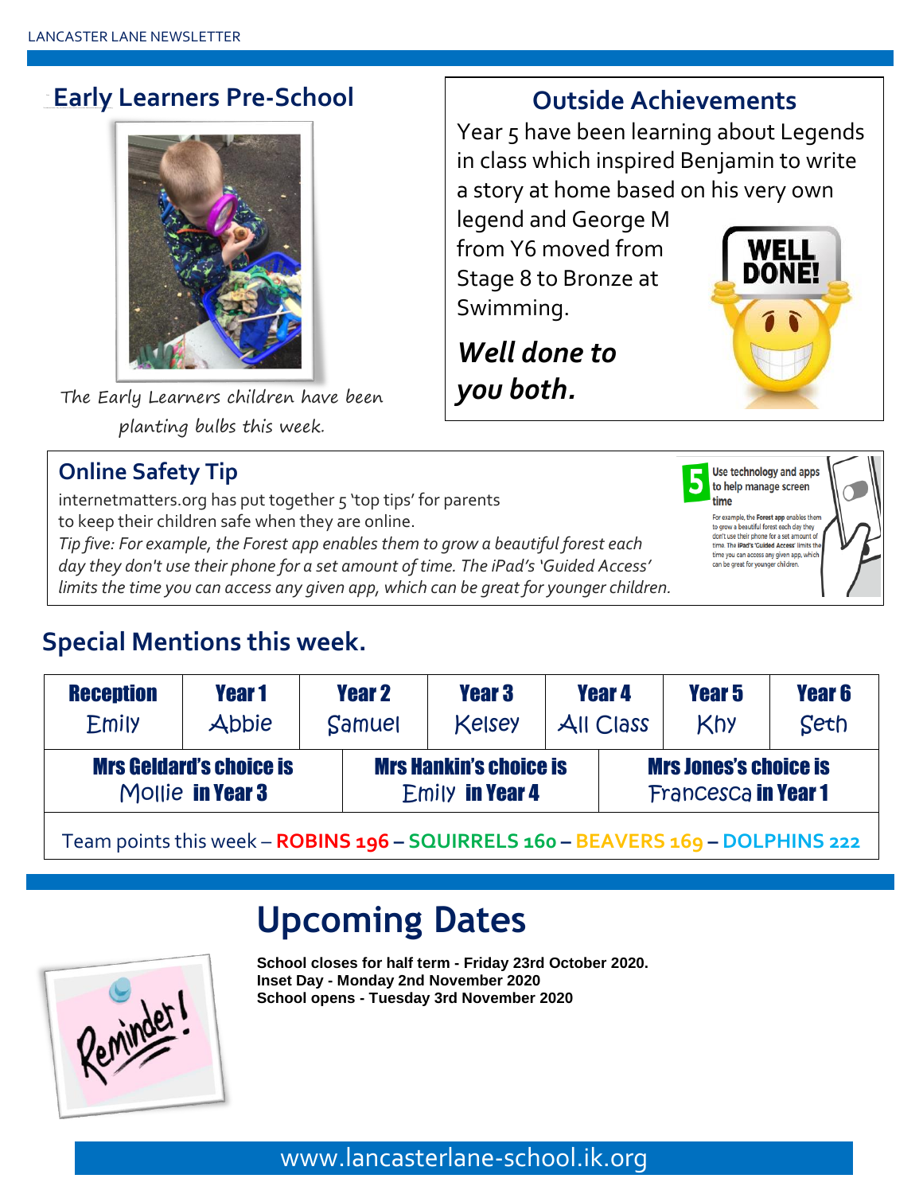## Early Learners Pre-School

The Early Learners children have been planting bulbs this week.

## Outside Achievements

Year 5 have been learning about Legends in class which inspired Benjamin to write a story at home based on his very own legend and George M from Y6 moved from Stage 8 to Bronze at Swimming.

***Well done to you both.***

## Online Safety Tip

internetmatters.org has put together 5 'top tips' for parents to keep their children safe when they are online.

*Tip five: For example, the Forest app enables them to grow a beautiful forest each day they don't use their phone for a set amount of time. The iPad's 'Guided Access' limits the time you can access any given app, which can be great for younger children.*

## Special Mentions this week.

| Reception | Year 1 | Year 2 | Year 3 | Year 4 | Year 5 | Year 6 |
|---|---|---|---|---|---|---|
| Emily | Abbie | Samuel | Kelsey | All Class | Khy | Seth |

| | | |
|---|---|---|
| **Mrs Geldard's choice is** Mollie **in Year 3** | **Mrs Hankin's choice is** Emily **in Year 4** | **Mrs Jones's choice is** Francesca **in Year 1** |

Team points this week – **ROBINS 196** – **SQUIRRELS 160** – **BEAVERS 169** – **DOLPHINS 222**

# Upcoming Dates

**School closes for half term - Friday 23rd October 2020.**
**Inset Day - Monday 2nd November 2020**
**School opens - Tuesday 3rd November 2020**

www.lancasterlane-school.ik.org